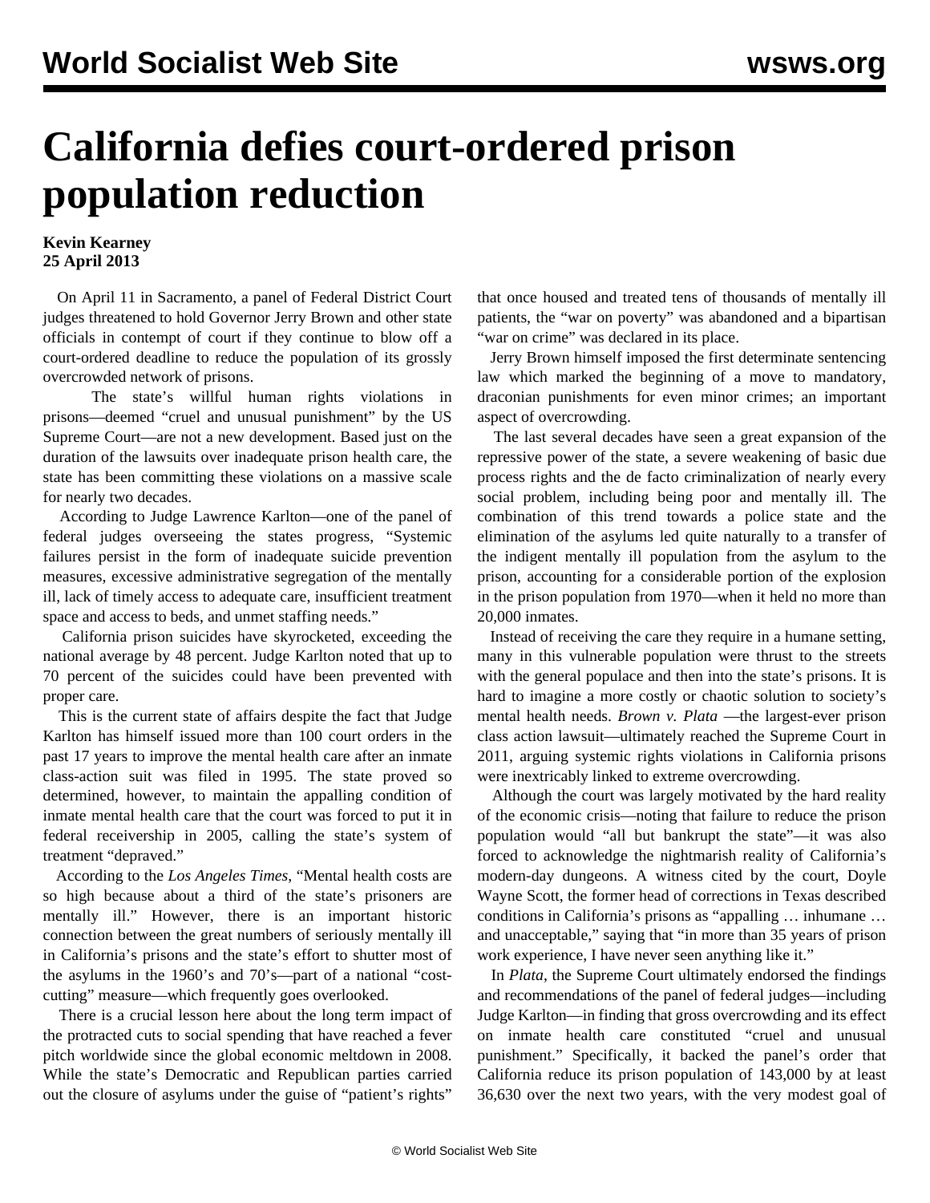# California defies court-ordered prison population reduction

**Kevin Kearney**
**25 April 2013**

On April 11 in Sacramento, a panel of Federal District Court judges threatened to hold Governor Jerry Brown and other state officials in contempt of court if they continue to blow off a court-ordered deadline to reduce the population of its grossly overcrowded network of prisons.

The state's willful human rights violations in prisons—deemed "cruel and unusual punishment" by the US Supreme Court—are not a new development. Based just on the duration of the lawsuits over inadequate prison health care, the state has been committing these violations on a massive scale for nearly two decades.

According to Judge Lawrence Karlton—one of the panel of federal judges overseeing the states progress, "Systemic failures persist in the form of inadequate suicide prevention measures, excessive administrative segregation of the mentally ill, lack of timely access to adequate care, insufficient treatment space and access to beds, and unmet staffing needs."

California prison suicides have skyrocketed, exceeding the national average by 48 percent. Judge Karlton noted that up to 70 percent of the suicides could have been prevented with proper care.

This is the current state of affairs despite the fact that Judge Karlton has himself issued more than 100 court orders in the past 17 years to improve the mental health care after an inmate class-action suit was filed in 1995. The state proved so determined, however, to maintain the appalling condition of inmate mental health care that the court was forced to put it in federal receivership in 2005, calling the state's system of treatment "depraved."

According to the *Los Angeles Times*, "Mental health costs are so high because about a third of the state's prisoners are mentally ill." However, there is an important historic connection between the great numbers of seriously mentally ill in California's prisons and the state's effort to shutter most of the asylums in the 1960's and 70's—part of a national "cost-cutting" measure—which frequently goes overlooked.

There is a crucial lesson here about the long term impact of the protracted cuts to social spending that have reached a fever pitch worldwide since the global economic meltdown in 2008. While the state's Democratic and Republican parties carried out the closure of asylums under the guise of "patient's rights" that once housed and treated tens of thousands of mentally ill patients, the "war on poverty" was abandoned and a bipartisan "war on crime" was declared in its place.

Jerry Brown himself imposed the first determinate sentencing law which marked the beginning of a move to mandatory, draconian punishments for even minor crimes; an important aspect of overcrowding.

The last several decades have seen a great expansion of the repressive power of the state, a severe weakening of basic due process rights and the de facto criminalization of nearly every social problem, including being poor and mentally ill. The combination of this trend towards a police state and the elimination of the asylums led quite naturally to a transfer of the indigent mentally ill population from the asylum to the prison, accounting for a considerable portion of the explosion in the prison population from 1970—when it held no more than 20,000 inmates.

Instead of receiving the care they require in a humane setting, many in this vulnerable population were thrust to the streets with the general populace and then into the state's prisons. It is hard to imagine a more costly or chaotic solution to society's mental health needs. *Brown v. Plata* —the largest-ever prison class action lawsuit—ultimately reached the Supreme Court in 2011, arguing systemic rights violations in California prisons were inextricably linked to extreme overcrowding.

Although the court was largely motivated by the hard reality of the economic crisis—noting that failure to reduce the prison population would "all but bankrupt the state"—it was also forced to acknowledge the nightmarish reality of California's modern-day dungeons. A witness cited by the court, Doyle Wayne Scott, the former head of corrections in Texas described conditions in California's prisons as "appalling … inhumane … and unacceptable," saying that "in more than 35 years of prison work experience, I have never seen anything like it."

In *Plata*, the Supreme Court ultimately endorsed the findings and recommendations of the panel of federal judges—including Judge Karlton—in finding that gross overcrowding and its effect on inmate health care constituted "cruel and unusual punishment." Specifically, it backed the panel's order that California reduce its prison population of 143,000 by at least 36,630 over the next two years, with the very modest goal of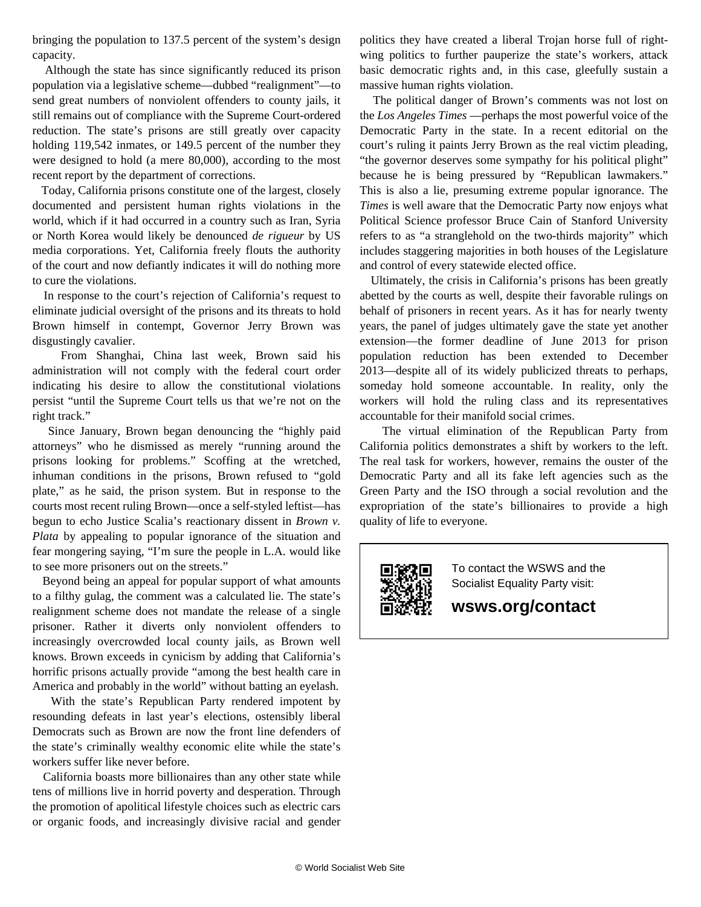bringing the population to 137.5 percent of the system's design capacity.

Although the state has since significantly reduced its prison population via a legislative scheme—dubbed "realignment"—to send great numbers of nonviolent offenders to county jails, it still remains out of compliance with the Supreme Court-ordered reduction. The state's prisons are still greatly over capacity holding 119,542 inmates, or 149.5 percent of the number they were designed to hold (a mere 80,000), according to the most recent report by the department of corrections.

Today, California prisons constitute one of the largest, closely documented and persistent human rights violations in the world, which if it had occurred in a country such as Iran, Syria or North Korea would likely be denounced *de rigueur* by US media corporations. Yet, California freely flouts the authority of the court and now defiantly indicates it will do nothing more to cure the violations.

In response to the court's rejection of California's request to eliminate judicial oversight of the prisons and its threats to hold Brown himself in contempt, Governor Jerry Brown was disgustingly cavalier.

From Shanghai, China last week, Brown said his administration will not comply with the federal court order indicating his desire to allow the constitutional violations persist "until the Supreme Court tells us that we're not on the right track."

Since January, Brown began denouncing the "highly paid attorneys" who he dismissed as merely "running around the prisons looking for problems." Scoffing at the wretched, inhuman conditions in the prisons, Brown refused to "gold plate," as he said, the prison system. But in response to the courts most recent ruling Brown—once a self-styled leftist—has begun to echo Justice Scalia's reactionary dissent in *Brown v. Plata* by appealing to popular ignorance of the situation and fear mongering saying, "I'm sure the people in L.A. would like to see more prisoners out on the streets."

Beyond being an appeal for popular support of what amounts to a filthy gulag, the comment was a calculated lie. The state's realignment scheme does not mandate the release of a single prisoner. Rather it diverts only nonviolent offenders to increasingly overcrowded local county jails, as Brown well knows. Brown exceeds in cynicism by adding that California's horrific prisons actually provide "among the best health care in America and probably in the world" without batting an eyelash.

With the state's Republican Party rendered impotent by resounding defeats in last year's elections, ostensibly liberal Democrats such as Brown are now the front line defenders of the state's criminally wealthy economic elite while the state's workers suffer like never before.

California boasts more billionaires than any other state while tens of millions live in horrid poverty and desperation. Through the promotion of apolitical lifestyle choices such as electric cars or organic foods, and increasingly divisive racial and gender politics they have created a liberal Trojan horse full of right-wing politics to further pauperize the state's workers, attack basic democratic rights and, in this case, gleefully sustain a massive human rights violation.

The political danger of Brown's comments was not lost on the *Los Angeles Times* —perhaps the most powerful voice of the Democratic Party in the state. In a recent editorial on the court's ruling it paints Jerry Brown as the real victim pleading, "the governor deserves some sympathy for his political plight" because he is being pressured by "Republican lawmakers." This is also a lie, presuming extreme popular ignorance. The *Times* is well aware that the Democratic Party now enjoys what Political Science professor Bruce Cain of Stanford University refers to as "a stranglehold on the two-thirds majority" which includes staggering majorities in both houses of the Legislature and control of every statewide elected office.

Ultimately, the crisis in California's prisons has been greatly abetted by the courts as well, despite their favorable rulings on behalf of prisoners in recent years. As it has for nearly twenty years, the panel of judges ultimately gave the state yet another extension—the former deadline of June 2013 for prison population reduction has been extended to December 2013—despite all of its widely publicized threats to perhaps, someday hold someone accountable. In reality, only the workers will hold the ruling class and its representatives accountable for their manifold social crimes.

The virtual elimination of the Republican Party from California politics demonstrates a shift by workers to the left. The real task for workers, however, remains the ouster of the Democratic Party and all its fake left agencies such as the Green Party and the ISO through a social revolution and the expropriation of the state's billionaires to provide a high quality of life to everyone.

To contact the WSWS and the Socialist Equality Party visit:

**wsws.org/contact**